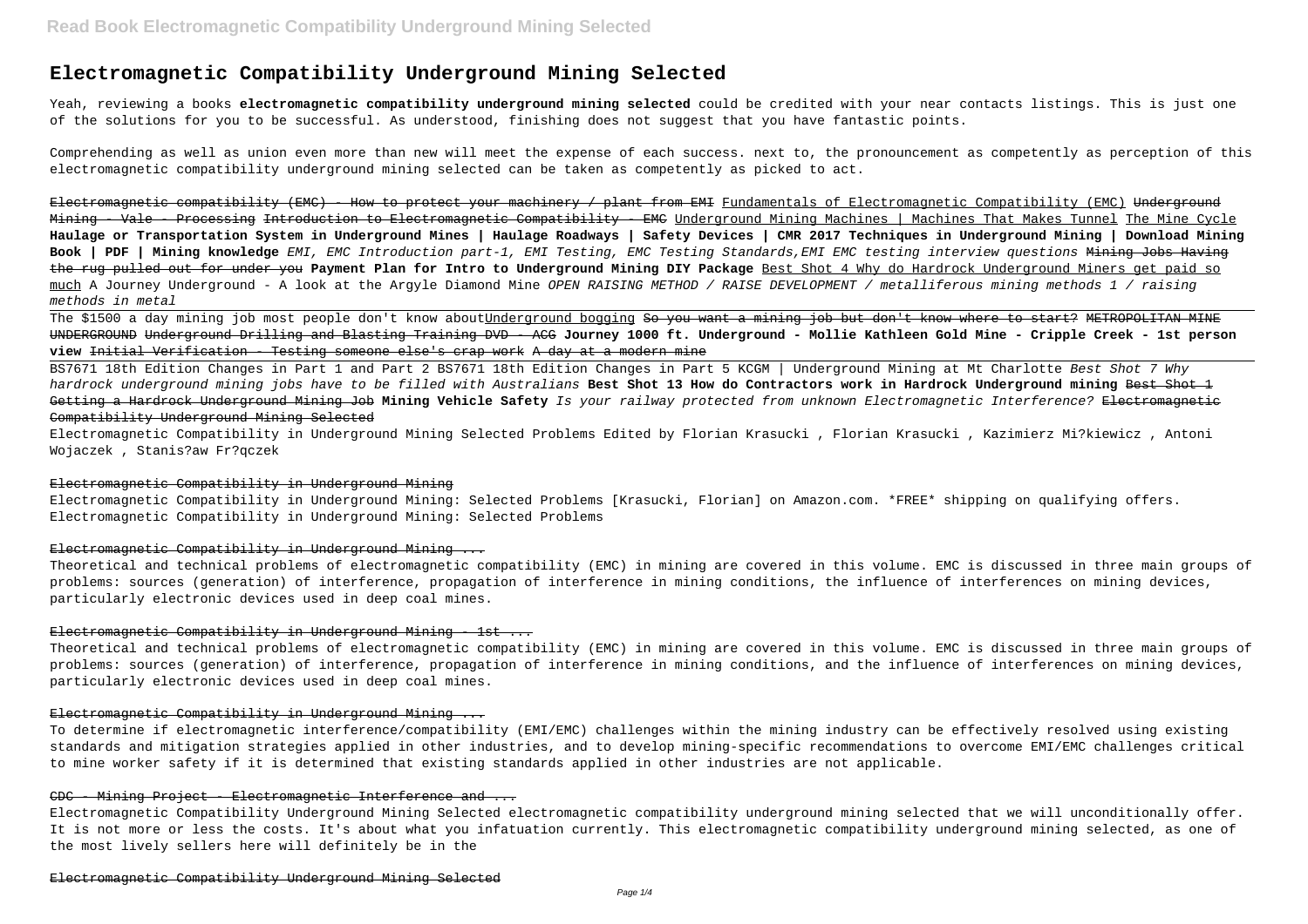# Electromagnetic Compatibility Underground Mining Selected

Yeah, reviewing a books **electromagnetic compatibility underground mining selected** could be credited with your near contacts listings. This is just one of the solutions for you to be successful. As understood, finishing does not suggest that you have fantastic points.

Comprehending as well as union even more than new will meet the expense of each success. next to, the pronouncement as competently as perception of this electromagnetic compatibility underground mining selected can be taken as competently as picked to act.

~~Electromagnetic compatibility (EMC) - How to protect your machinery / plant from EMI~~ Fundamentals of Electromagnetic Compatibility (EMC) ~~Underground Mining - Vale - Processing~~ ~~Introduction to Electromagnetic Compatibility - EMC~~ Underground Mining Machines | Machines That Makes Tunnel The Mine Cycle **Haulage or Transportation System in Underground Mines | Haulage Roadways | Safety Devices | CMR 2017 Techniques in Underground Mining | Download Mining Book | PDF | Mining knowledge** *EMI, EMC Introduction part-1, EMI Testing, EMC Testing Standards,EMI EMC testing interview questions* ~~Mining Jobs Having the rug pulled out for under you~~ **Payment Plan for Intro to Underground Mining DIY Package** Best Shot 4 Why do Hardrock Underground Miners get paid so much A Journey Underground - A look at the Argyle Diamond Mine *OPEN RAISING METHOD / RAISE DEVELOPMENT / metalliferous mining methods 1 / raising methods in metal*

The $1500 a day mining job most people don't know aboutUnderground bogging ~~So you want a mining job but don't know where to start?~~ ~~METROPOLITAN MINE UNDERGROUND~~ ~~Underground Drilling and Blasting Training DVD - ACG~~ **Journey 1000 ft. Underground - Mollie Kathleen Gold Mine - Cripple Creek - 1st person view** ~~Initial Verification - Testing someone else's crap work~~ ~~A day at a modern mine~~

BS7671 18th Edition Changes in Part 1 and Part 2 BS7671 18th Edition Changes in Part 5 KCGM | Underground Mining at Mt Charlotte *Best Shot 7 Why hardrock underground mining jobs have to be filled with Australians* **Best Shot 13 How do Contractors work in Hardrock Underground mining** ~~Best Shot 1 Getting a Hardrock Underground Mining Job~~ **Mining Vehicle Safety** *Is your railway protected from unknown Electromagnetic Interference?* ~~Electromagnetic Compatibility Underground Mining Selected~~

Electromagnetic Compatibility in Underground Mining Selected Problems Edited by Florian Krasucki , Florian Krasucki , Kazimierz Mi?kiewicz , Antoni Wojaczek , Stanis?aw Fr?qczek

~~Electromagnetic Compatibility in Underground Mining~~

Electromagnetic Compatibility in Underground Mining: Selected Problems [Krasucki, Florian] on Amazon.com. *FREE* shipping on qualifying offers. Electromagnetic Compatibility in Underground Mining: Selected Problems

~~Electromagnetic Compatibility in Underground Mining ...~~

Theoretical and technical problems of electromagnetic compatibility (EMC) in mining are covered in this volume. EMC is discussed in three main groups of problems: sources (generation) of interference, propagation of interference in mining conditions, the influence of interferences on mining devices, particularly electronic devices used in deep coal mines.

~~Electromagnetic Compatibility in Underground Mining - 1st ...~~

Theoretical and technical problems of electromagnetic compatibility (EMC) in mining are covered in this volume. EMC is discussed in three main groups of problems: sources (generation) of interference, propagation of interference in mining conditions, and the influence of interferences on mining devices, particularly electronic devices used in deep coal mines.

~~Electromagnetic Compatibility in Underground Mining ...~~

To determine if electromagnetic interference/compatibility (EMI/EMC) challenges within the mining industry can be effectively resolved using existing standards and mitigation strategies applied in other industries, and to develop mining-specific recommendations to overcome EMI/EMC challenges critical to mine worker safety if it is determined that existing standards applied in other industries are not applicable.

~~CDC - Mining Project - Electromagnetic Interference and ...~~

Electromagnetic Compatibility Underground Mining Selected electromagnetic compatibility underground mining selected that we will unconditionally offer. It is not more or less the costs. It's about what you infatuation currently. This electromagnetic compatibility underground mining selected, as one of the most lively sellers here will definitely be in the

~~Electromagnetic Compatibility Underground Mining Selected~~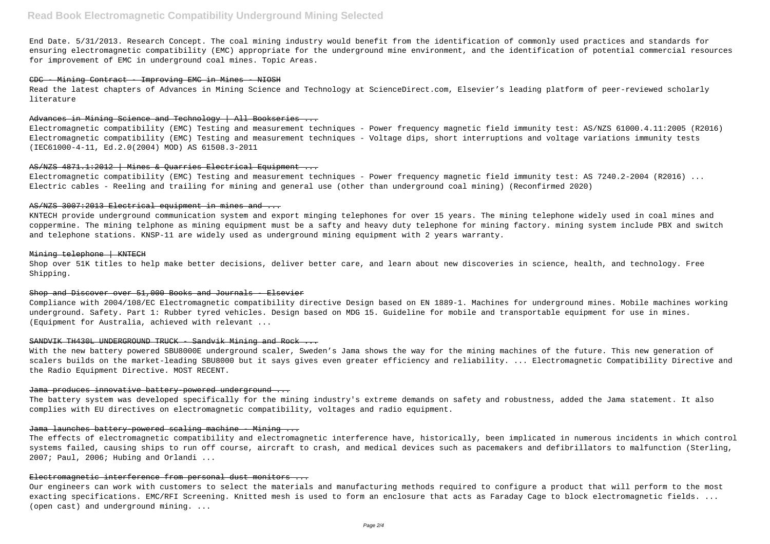End Date. 5/31/2013. Research Concept. The coal mining industry would benefit from the identification of commonly used practices and standards for ensuring electromagnetic compatibility (EMC) appropriate for the underground mine environment, and the identification of potential commercial resources for improvement of EMC in underground coal mines. Topic Areas.

~~CDC - Mining Contract - Improving EMC in Mines - NIOSH~~

Read the latest chapters of Advances in Mining Science and Technology at ScienceDirect.com, Elsevier's leading platform of peer-reviewed scholarly literature

~~Advances in Mining Science and Technology | All Bookseries ...~~

Electromagnetic compatibility (EMC) Testing and measurement techniques - Power frequency magnetic field immunity test: AS/NZS 61000.4.11:2005 (R2016) Electromagnetic compatibility (EMC) Testing and measurement techniques - Voltage dips, short interruptions and voltage variations immunity tests (IEC61000-4-11, Ed.2.0(2004) MOD) AS 61508.3-2011

~~AS/NZS 4871.1:2012 | Mines & Quarries Electrical Equipment ...~~

Electromagnetic compatibility (EMC) Testing and measurement techniques - Power frequency magnetic field immunity test: AS 7240.2-2004 (R2016) ... Electric cables - Reeling and trailing for mining and general use (other than underground coal mining) (Reconfirmed 2020)

~~AS/NZS 3007:2013 Electrical equipment in mines and ...~~

KNTECH provide underground communication system and export minging telephones for over 15 years. The mining telephone widely used in coal mines and coppermine. The mining telphone as mining equipment must be a safty and heavy duty telephone for mining factory. mining system include PBX and switch and telephone stations. KNSP-11 are widely used as underground mining equipment with 2 years warranty.

~~Mining telephone | KNTECH~~

Shop over 51K titles to help make better decisions, deliver better care, and learn about new discoveries in science, health, and technology. Free Shipping.

~~Shop and Discover over 51,000 Books and Journals - Elsevier~~

Compliance with 2004/108/EC Electromagnetic compatibility directive Design based on EN 1889-1. Machines for underground mines. Mobile machines working underground. Safety. Part 1: Rubber tyred vehicles. Design based on MDG 15. Guideline for mobile and transportable equipment for use in mines. (Equipment for Australia, achieved with relevant ...

~~SANDVIK TH430L UNDERGROUND TRUCK - Sandvik Mining and Rock ...~~

With the new battery powered SBU8000E underground scaler, Sweden's Jama shows the way for the mining machines of the future. This new generation of scalers builds on the market-leading SBU8000 but it says gives even greater efficiency and reliability. ... Electromagnetic Compatibility Directive and the Radio Equipment Directive. MOST RECENT.

~~Jama produces innovative battery-powered underground ...~~

The battery system was developed specifically for the mining industry's extreme demands on safety and robustness, added the Jama statement. It also complies with EU directives on electromagnetic compatibility, voltages and radio equipment.

~~Jama launches battery-powered scaling machine - Mining ...~~

The effects of electromagnetic compatibility and electromagnetic interference have, historically, been implicated in numerous incidents in which control systems failed, causing ships to run off course, aircraft to crash, and medical devices such as pacemakers and defibrillators to malfunction (Sterling, 2007; Paul, 2006; Hubing and Orlandi ...

~~Electromagnetic interference from personal dust monitors ...~~

Our engineers can work with customers to select the materials and manufacturing methods required to configure a product that will perform to the most exacting specifications. EMC/RFI Screening. Knitted mesh is used to form an enclosure that acts as Faraday Cage to block electromagnetic fields. ... (open cast) and underground mining. ...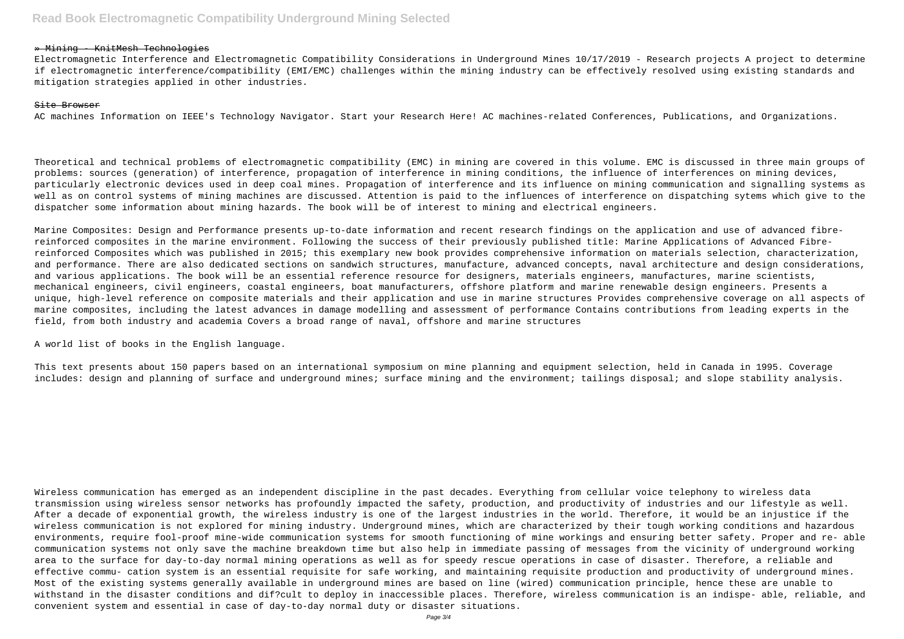» Mining - KnitMesh Technologies

Electromagnetic Interference and Electromagnetic Compatibility Considerations in Underground Mines 10/17/2019 - Research projects A project to determine if electromagnetic interference/compatibility (EMI/EMC) challenges within the mining industry can be effectively resolved using existing standards and mitigation strategies applied in other industries.

Site Browser

AC machines Information on IEEE's Technology Navigator. Start your Research Here! AC machines-related Conferences, Publications, and Organizations.

Theoretical and technical problems of electromagnetic compatibility (EMC) in mining are covered in this volume. EMC is discussed in three main groups of problems: sources (generation) of interference, propagation of interference in mining conditions, the influence of interferences on mining devices, particularly electronic devices used in deep coal mines. Propagation of interference and its influence on mining communication and signalling systems as well as on control systems of mining machines are discussed. Attention is paid to the influences of interference on dispatching sytems which give to the dispatcher some information about mining hazards. The book will be of interest to mining and electrical engineers.

Marine Composites: Design and Performance presents up-to-date information and recent research findings on the application and use of advanced fibre-reinforced composites in the marine environment. Following the success of their previously published title: Marine Applications of Advanced Fibre-reinforced Composites which was published in 2015; this exemplary new book provides comprehensive information on materials selection, characterization, and performance. There are also dedicated sections on sandwich structures, manufacture, advanced concepts, naval architecture and design considerations, and various applications. The book will be an essential reference resource for designers, materials engineers, manufactures, marine scientists, mechanical engineers, civil engineers, coastal engineers, boat manufacturers, offshore platform and marine renewable design engineers. Presents a unique, high-level reference on composite materials and their application and use in marine structures Provides comprehensive coverage on all aspects of marine composites, including the latest advances in damage modelling and assessment of performance Contains contributions from leading experts in the field, from both industry and academia Covers a broad range of naval, offshore and marine structures

A world list of books in the English language.

This text presents about 150 papers based on an international symposium on mine planning and equipment selection, held in Canada in 1995. Coverage includes: design and planning of surface and underground mines; surface mining and the environment; tailings disposal; and slope stability analysis.

Wireless communication has emerged as an independent discipline in the past decades. Everything from cellular voice telephony to wireless data transmission using wireless sensor networks has profoundly impacted the safety, production, and productivity of industries and our lifestyle as well. After a decade of exponential growth, the wireless industry is one of the largest industries in the world. Therefore, it would be an injustice if the wireless communication is not explored for mining industry. Underground mines, which are characterized by their tough working conditions and hazardous environments, require fool-proof mine-wide communication systems for smooth functioning of mine workings and ensuring better safety. Proper and re- able communication systems not only save the machine breakdown time but also help in immediate passing of messages from the vicinity of underground working area to the surface for day-to-day normal mining operations as well as for speedy rescue operations in case of disaster. Therefore, a reliable and effective commu- cation system is an essential requisite for safe working, and maintaining requisite production and productivity of underground mines. Most of the existing systems generally available in underground mines are based on line (wired) communication principle, hence these are unable to withstand in the disaster conditions and dif?cult to deploy in inaccessible places. Therefore, wireless communication is an indispe- able, reliable, and convenient system and essential in case of day-to-day normal duty or disaster situations.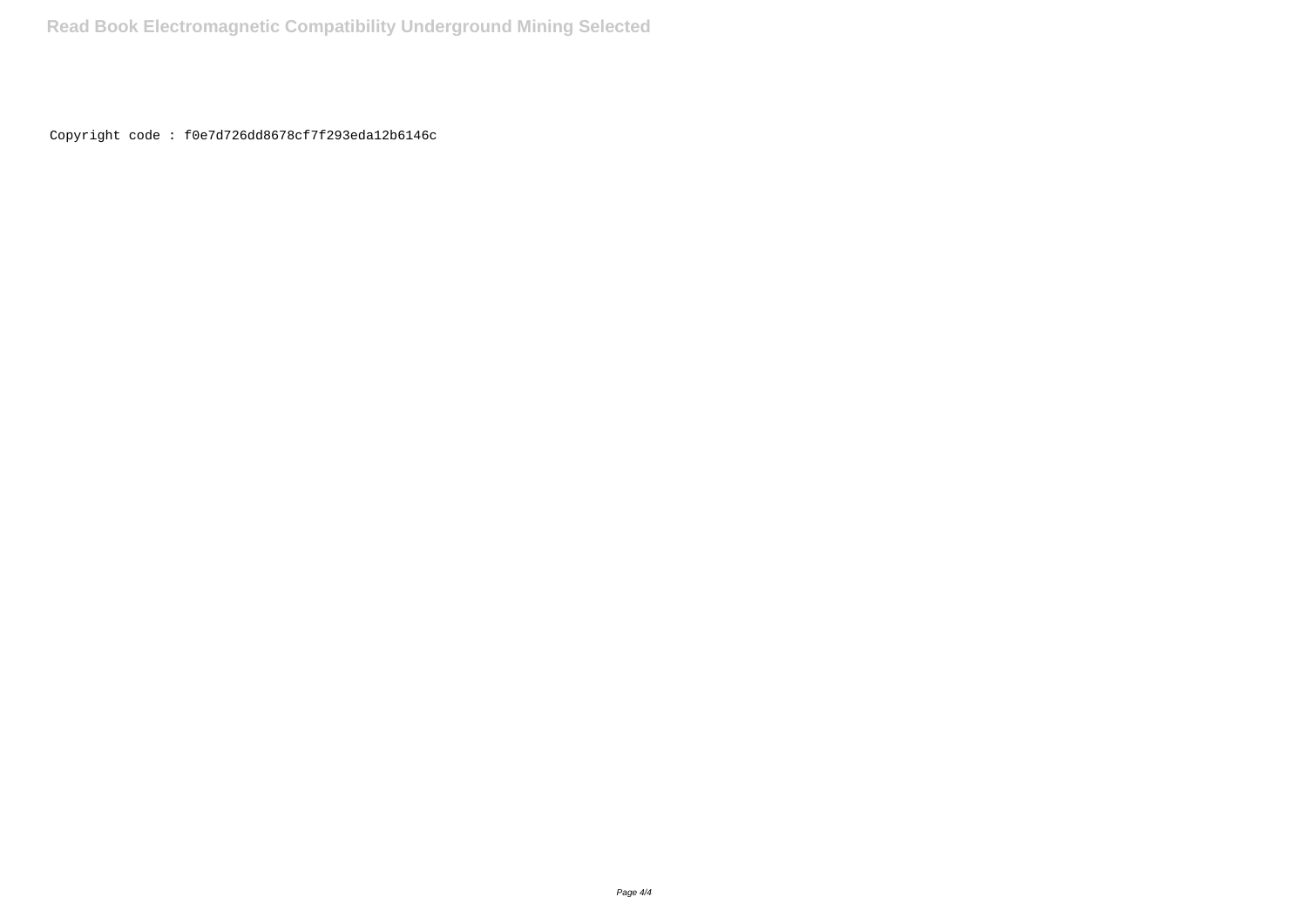Copyright code : f0e7d726dd8678cf7f293eda12b6146c